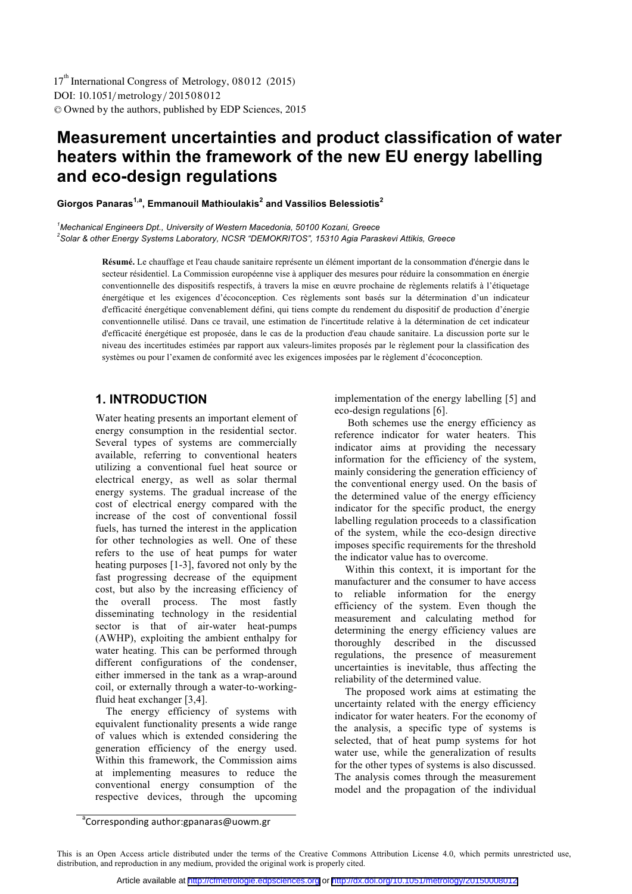# Measurement uncertainties and product classification of water heaters within the framework of the new EU energy labelling and eco-design regulations

**Giorgos Panaras[1,a], Emmanouil Mathioulakis[2] and Vassilios Belessiotis[2]**

[1] *Mechanical Engineers Dpt., University of Western Macedonia, 50100 Kozani, Greece*
[2] *Solar & other Energy Systems Laboratory, NCSR "DEMOKRITOS", 15310 Agia Paraskevi Attikis, Greece*

**Résumé.** Le chauffage et l'eau chaude sanitaire représente un élément important de la consommation d'énergie dans le secteur résidentiel. La Commission européenne vise à appliquer des mesures pour réduire la consommation en énergie conventionnelle des dispositifs respectifs, à travers la mise en œuvre prochaine de règlements relatifs à l'étiquetage énergétique et les exigences d'écoconception. Ces règlements sont basés sur la détermination d'un indicateur d'efficacité énergétique convenablement défini, qui tiens compte du rendement du dispositif de production d'énergie conventionnelle utilisé. Dans ce travail, une estimation de l'incertitude relative à la détermination de cet indicateur d'efficacité énergétique est proposée, dans le cas de la production d'eau chaude sanitaire. La discussion porte sur le niveau des incertitudes estimées par rapport aux valeurs-limites proposés par le règlement pour la classification des systèmes ou pour l'examen de conformité avec les exigences imposées par le règlement d'écoconception.

## 1. INTRODUCTION

Water heating presents an important element of energy consumption in the residential sector. Several types of systems are commercially available, referring to conventional heaters utilizing a conventional fuel heat source or electrical energy, as well as solar thermal energy systems. The gradual increase of the cost of electrical energy compared with the increase of the cost of conventional fossil fuels, has turned the interest in the application for other technologies as well. One of these refers to the use of heat pumps for water heating purposes [1-3], favored not only by the fast progressing decrease of the equipment cost, but also by the increasing efficiency of the overall process. The most fastly disseminating technology in the residential sector is that of air-water heat-pumps (AWHP), exploiting the ambient enthalpy for water heating. This can be performed through different configurations of the condenser, either immersed in the tank as a wrap-around coil, or externally through a water-to-working-fluid heat exchanger [3,4].

The energy efficiency of systems with equivalent functionality presents a wide range of values which is extended considering the generation efficiency of the energy used. Within this framework, the Commission aims at implementing measures to reduce the conventional energy consumption of the respective devices, through the upcoming implementation of the energy labelling [5] and eco-design regulations [6].

Both schemes use the energy efficiency as reference indicator for water heaters. This indicator aims at providing the necessary information for the efficiency of the system, mainly considering the generation efficiency of the conventional energy used. On the basis of the determined value of the energy efficiency indicator for the specific product, the energy labelling regulation proceeds to a classification of the system, while the eco-design directive imposes specific requirements for the threshold the indicator value has to overcome.

Within this context, it is important for the manufacturer and the consumer to have access to reliable information for the energy efficiency of the system. Even though the measurement and calculating method for determining the energy efficiency values are thoroughly described in the discussed regulations, the presence of measurement uncertainties is inevitable, thus affecting the reliability of the determined value.

The proposed work aims at estimating the uncertainty related with the energy efficiency indicator for water heaters. For the economy of the analysis, a specific type of systems is selected, that of heat pump systems for hot water use, while the generalization of results for the other types of systems is also discussed. The analysis comes through the measurement model and the propagation of the individual

[a] Corresponding author: gpanaras@uowm.gr

This is an Open Access article distributed under the terms of the Creative Commons Attribution License 4.0, which permits unrestricted use, distribution, and reproduction in any medium, provided the original work is properly cited.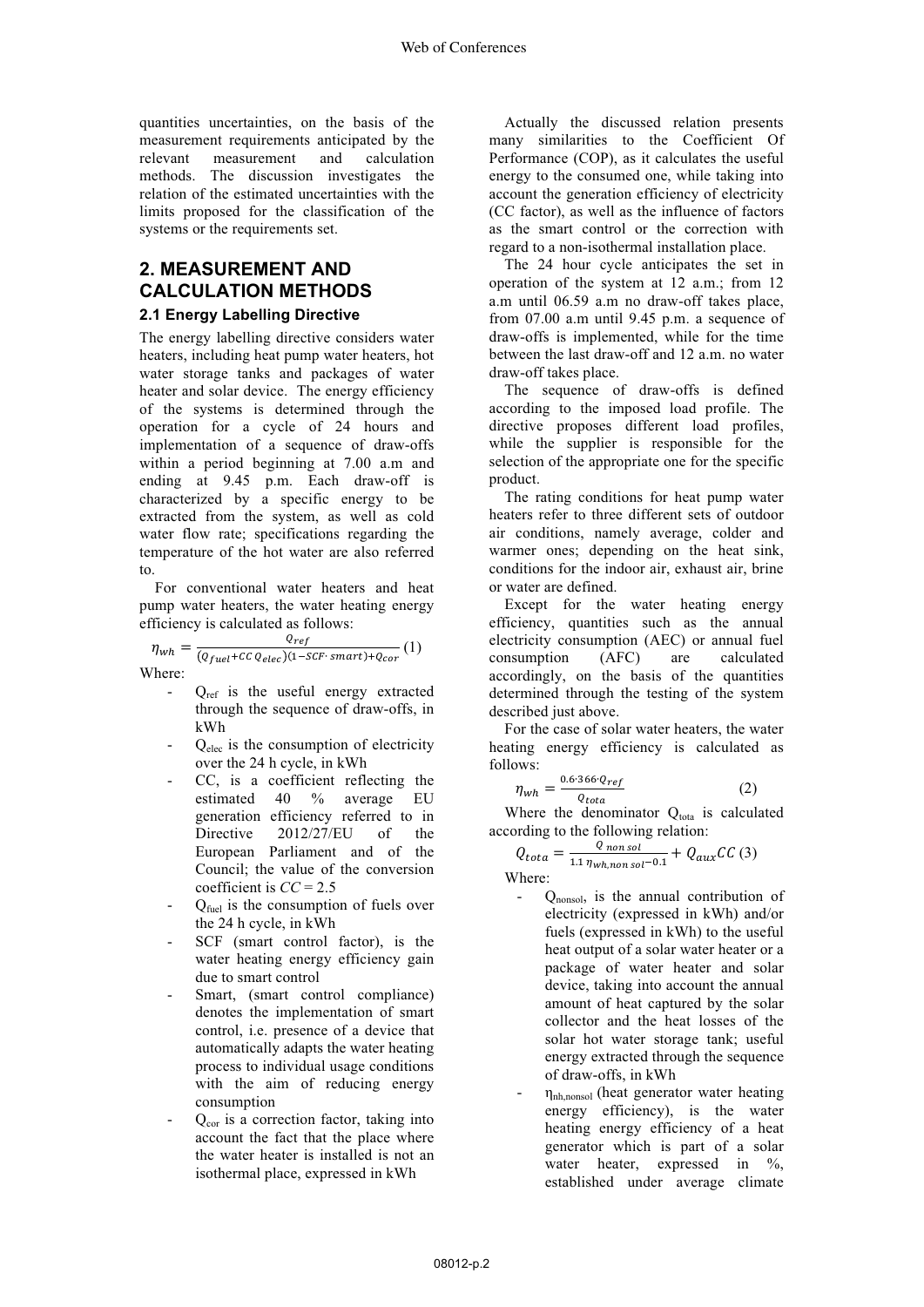quantities uncertainties, on the basis of the measurement requirements anticipated by the relevant measurement and calculation methods. The discussion investigates the relation of the estimated uncertainties with the limits proposed for the classification of the systems or the requirements set.

## 2. MEASUREMENT AND CALCULATION METHODS

### 2.1 Energy Labelling Directive

The energy labelling directive considers water heaters, including heat pump water heaters, hot water storage tanks and packages of water heater and solar device. The energy efficiency of the systems is determined through the operation for a cycle of 24 hours and implementation of a sequence of draw-offs within a period beginning at 7.00 a.m and ending at 9.45 p.m. Each draw-off is characterized by a specific energy to be extracted from the system, as well as cold water flow rate; specifications regarding the temperature of the hot water are also referred to.

For conventional water heaters and heat pump water heaters, the water heating energy efficiency is calculated as follows:

$$\eta_{wh} = \frac{Q_{ref}}{(Q_{fuel} + CC\, Q_{elec})(1 - SCF \cdot smart) + Q_{cor}} \quad (1)$$

Where:

- $Q_{ref}$ is the useful energy extracted through the sequence of draw-offs, in kWh
- $Q_{elec}$ is the consumption of electricity over the 24 h cycle, in kWh
- CC, is a coefficient reflecting the estimated 40 % average EU generation efficiency referred to in Directive 2012/27/EU of the European Parliament and of the Council; the value of the conversion coefficient is $CC = 2.5$
- $Q_{fuel}$ is the consumption of fuels over the 24 h cycle, in kWh
- SCF (smart control factor), is the water heating energy efficiency gain due to smart control
- Smart, (smart control compliance) denotes the implementation of smart control, i.e. presence of a device that automatically adapts the water heating process to individual usage conditions with the aim of reducing energy consumption
- $Q_{cor}$ is a correction factor, taking into account the fact that the place where the water heater is installed is not an isothermal place, expressed in kWh

Actually the discussed relation presents many similarities to the Coefficient Of Performance (COP), as it calculates the useful energy to the consumed one, while taking into account the generation efficiency of electricity (CC factor), as well as the influence of factors as the smart control or the correction with regard to a non-isothermal installation place.

The 24 hour cycle anticipates the set in operation of the system at 12 a.m.; from 12 a.m until 06.59 a.m no draw-off takes place, from 07.00 a.m until 9.45 p.m. a sequence of draw-offs is implemented, while for the time between the last draw-off and 12 a.m. no water draw-off takes place.

The sequence of draw-offs is defined according to the imposed load profile. The directive proposes different load profiles, while the supplier is responsible for the selection of the appropriate one for the specific product.

The rating conditions for heat pump water heaters refer to three different sets of outdoor air conditions, namely average, colder and warmer ones; depending on the heat sink, conditions for the indoor air, exhaust air, brine or water are defined.

Except for the water heating energy efficiency, quantities such as the annual electricity consumption (AEC) or annual fuel consumption (AFC) are calculated accordingly, on the basis of the quantities determined through the testing of the system described just above.

For the case of solar water heaters, the water heating energy efficiency is calculated as follows:

$$\eta_{wh} = \frac{0.6 \cdot 366 \cdot Q_{ref}}{Q_{tota}} \quad (2)$$

Where the denominator $Q_{tota}$ is calculated according to the following relation:

$$Q_{tota} = \frac{Q_{\ non\ sol}}{1.1\, \eta_{wh,non\ sol} - 0.1} + Q_{aux} CC \quad (3)$$

Where:

- $Q_{nonsol}$, is the annual contribution of electricity (expressed in kWh) and/or fuels (expressed in kWh) to the useful heat output of a solar water heater or a package of water heater and solar device, taking into account the annual amount of heat captured by the solar collector and the heat losses of the solar hot water storage tank; useful energy extracted through the sequence of draw-offs, in kWh
- $\eta_{nh,nonsol}$ (heat generator water heating energy efficiency), is the water heating energy efficiency of a heat generator which is part of a solar water heater, expressed in %, established under average climate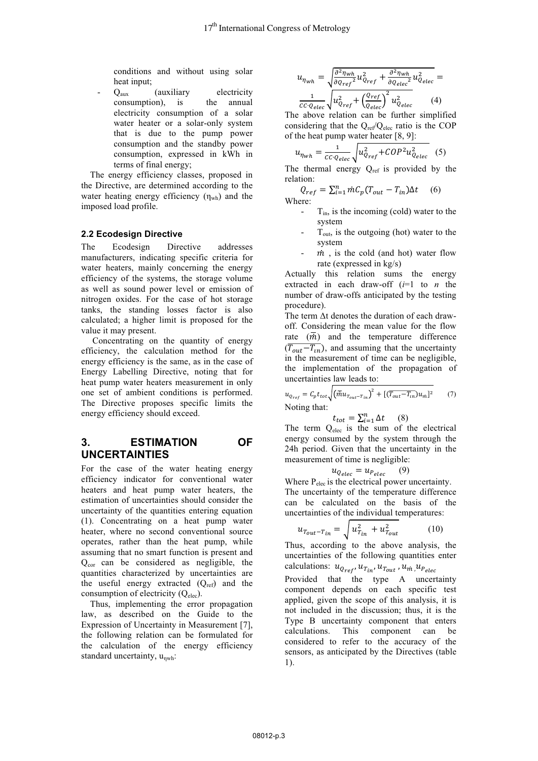conditions and without using solar heat input;

- $Q_{aux}$ (auxiliary electricity consumption), is the annual electricity consumption of a solar water heater or a solar-only system that is due to the pump power consumption and the standby power consumption, expressed in kWh in terms of final energy;

The energy efficiency classes, proposed in the Directive, are determined according to the water heating energy efficiency ($\eta_{wh}$) and the imposed load profile.

### 2.2 Ecodesign Directive

The Ecodesign Directive addresses manufacturers, indicating specific criteria for water heaters, mainly concerning the energy efficiency of the systems, the storage volume as well as sound power level or emission of nitrogen oxides. For the case of hot storage tanks, the standing losses factor is also calculated; a higher limit is proposed for the value it may present.

Concentrating on the quantity of energy efficiency, the calculation method for the energy efficiency is the same, as in the case of Energy Labelling Directive, noting that for heat pump water heaters measurement in only one set of ambient conditions is performed. The Directive proposes specific limits the energy efficiency should exceed.

## 3. ESTIMATION OF UNCERTAINTIES

For the case of the water heating energy efficiency indicator for conventional water heaters and heat pump water heaters, the estimation of uncertainties should consider the uncertainty of the quantities entering equation (1). Concentrating on a heat pump water heater, where no second conventional source operates, rather than the heat pump, while assuming that no smart function is present and $Q_{cor}$ can be considered as negligible, the quantities characterized by uncertainties are the useful energy extracted ($Q_{ref}$) and the consumption of electricity ($Q_{elec}$).

Thus, implementing the error propagation law, as described on the Guide to the Expression of Uncertainty in Measurement [7], the following relation can be formulated for the calculation of the energy efficiency standard uncertainty, $u_{\eta wh}$:

$$u_{\eta_{wh}} = \sqrt{\frac{\partial^2 \eta_{wh}}{\partial {Q_{ref}}^2} u_{Q_{ref}}^2 + \frac{\partial^2 \eta_{wh}}{\partial {Q_{elec}}^2} u_{Q_{elec}}^2} = \frac{1}{CC \cdot Q_{elec}} \sqrt{u_{Q_{ref}}^2 + \left(\frac{Q_{ref}}{Q_{elec}}\right)^2 u_{Q_{elec}}^2} \quad (4)$$

The above relation can be further simplified considering that the $Q_{ref}/Q_{elec}$ ratio is the COP of the heat pump water heater [8, 9]:

$$u_{\eta_{wh}} = \frac{1}{CC \cdot Q_{elec}} \sqrt{u_{Q_{ref}}^2 + COP^2 u_{Q_{elec}}^2} \quad (5)$$

The thermal energy $Q_{ref}$ is provided by the relation:

$$Q_{ref} = \sum_{i=1}^{n} \dot{m} C_p (T_{out} - T_{in}) \Delta t \quad (6)$$

Where:

- $T_{in}$, is the incoming (cold) water to the system
- $T_{out}$, is the outgoing (hot) water to the system
- $\dot{m}$ , is the cold (and hot) water flow rate (expressed in kg/s)

Actually this relation sums the energy extracted in each draw-off ($i$=1 to $n$ the number of draw-offs anticipated by the testing procedure).

The term $\Delta t$ denotes the duration of each draw-off. Considering the mean value for the flow rate ($\overline{\dot{m}}$) and the temperature difference ($\overline{T_{out} - T_{in}}$), and assuming that the uncertainty in the measurement of time can be negligible, the implementation of the propagation of uncertainties law leads to:

$$u_{Q_{ref}} = C_p t_{tot} \sqrt{\left(\overline{\dot{m}} u_{T_{out}-T_{in}}\right)^2 + \left[\left(\overline{T_{out} - T_{in}}\right) u_{\dot{m}}\right]^2} \quad (7)$$

Noting that:

$$t_{tot} = \sum_{i=1}^{n} \Delta t \quad (8)$$

The term $Q_{elec}$ is the sum of the electrical energy consumed by the system through the 24h period. Given that the uncertainty in the measurement of time is negligible:

$$u_{Q_{elec}} = u_{P_{elec}} \quad (9)$$

Where $P_{elec}$ is the electrical power uncertainty.

The uncertainty of the temperature difference can be calculated on the basis of the uncertainties of the individual temperatures:

$$u_{T_{out}-T_{in}} = \sqrt{u_{T_{in}}^2 + u_{T_{out}}^2} \quad (10)$$

Thus, according to the above analysis, the uncertainties of the following quantities enter calculations: $u_{Q_{ref}}, u_{T_{in}}, u_{T_{out}}, u_{\dot{m}}, u_{P_{elec}}$

Provided that the type A uncertainty component depends on each specific test applied, given the scope of this analysis, it is not included in the discussion; thus, it is the Type B uncertainty component that enters calculations. This component can be considered to refer to the accuracy of the sensors, as anticipated by the Directives (table 1).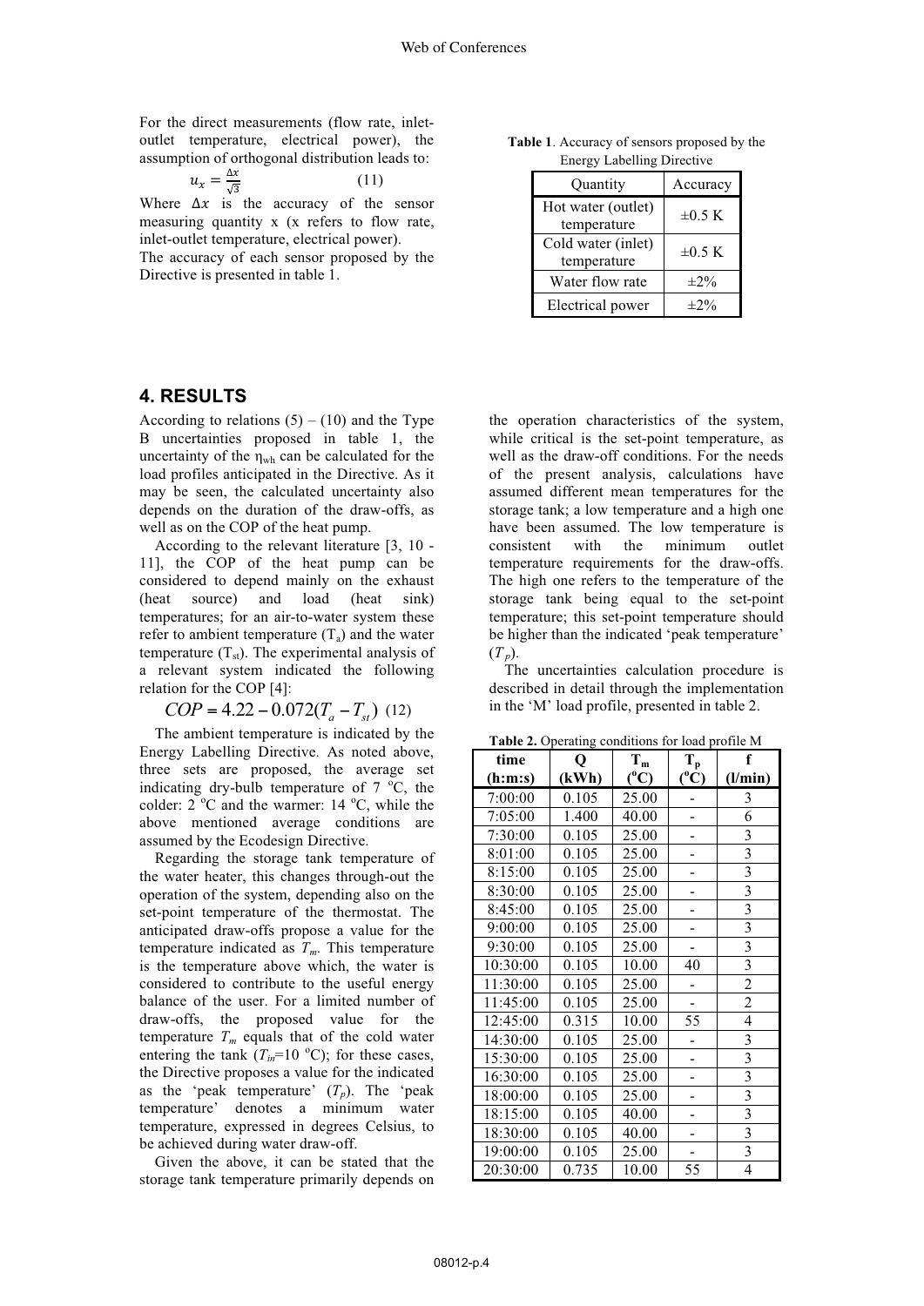For the direct measurements (flow rate, inlet-outlet temperature, electrical power), the assumption of orthogonal distribution leads to:

$$u_x = \frac{\Delta x}{\sqrt{3}} \quad (11)$$

Where $\Delta x$ is the accuracy of the sensor measuring quantity x (x refers to flow rate, inlet-outlet temperature, electrical power).

The accuracy of each sensor proposed by the Directive is presented in table 1.

**Table 1**. Accuracy of sensors proposed by the Energy Labelling Directive

| Quantity | Accuracy |
|---|---|
| Hot water (outlet) temperature | ±0.5 K |
| Cold water (inlet) temperature | ±0.5 K |
| Water flow rate | ±2% |
| Electrical power | ±2% |

## 4. RESULTS

According to relations (5) – (10) and the Type B uncertainties proposed in table 1, the uncertainty of the $\eta_{wh}$ can be calculated for the load profiles anticipated in the Directive. As it may be seen, the calculated uncertainty also depends on the duration of the draw-offs, as well as on the COP of the heat pump.

According to the relevant literature [3, 10 - 11], the COP of the heat pump can be considered to depend mainly on the exhaust (heat source) and load (heat sink) temperatures; for an air-to-water system these refer to ambient temperature ($T_a$) and the water temperature ($T_{st}$). The experimental analysis of a relevant system indicated the following relation for the COP [4]:

$$COP = 4.22 - 0.072(T_a - T_{st}) \quad (12)$$

The ambient temperature is indicated by the Energy Labelling Directive. As noted above, three sets are proposed, the average set indicating dry-bulb temperature of 7 °C, the colder: 2 °C and the warmer: 14 °C, while the above mentioned average conditions are assumed by the Ecodesign Directive.

Regarding the storage tank temperature of the water heater, this changes through-out the operation of the system, depending also on the set-point temperature of the thermostat. The anticipated draw-offs propose a value for the temperature indicated as $T_m$. This temperature is the temperature above which, the water is considered to contribute to the useful energy balance of the user. For a limited number of draw-offs, the proposed value for the temperature $T_m$ equals that of the cold water entering the tank ($T_m$=10 °C); for these cases, the Directive proposes a value for the indicated as the 'peak temperature' ($T_p$). The 'peak temperature' denotes a minimum water temperature, expressed in degrees Celsius, to be achieved during water draw-off.

Given the above, it can be stated that the storage tank temperature primarily depends on the operation characteristics of the system, while critical is the set-point temperature, as well as the draw-off conditions. For the needs of the present analysis, calculations have assumed different mean temperatures for the storage tank; a low temperature and a high one have been assumed. The low temperature is consistent with the minimum outlet temperature requirements for the draw-offs. The high one refers to the temperature of the storage tank being equal to the set-point temperature; this set-point temperature should be higher than the indicated 'peak temperature' ($T_p$).

The uncertainties calculation procedure is described in detail through the implementation in the 'M' load profile, presented in table 2.

**Table 2.** Operating conditions for load profile M

| time (h:m:s) | Q (kWh) | $T_m$ (°C) | $T_p$ (°C) | f (l/min) |
|---|---|---|---|---|
| 7:00:00 | 0.105 | 25.00 | - | 3 |
| 7:05:00 | 1.400 | 40.00 | - | 6 |
| 7:30:00 | 0.105 | 25.00 | - | 3 |
| 8:01:00 | 0.105 | 25.00 | - | 3 |
| 8:15:00 | 0.105 | 25.00 | - | 3 |
| 8:30:00 | 0.105 | 25.00 | - | 3 |
| 8:45:00 | 0.105 | 25.00 | - | 3 |
| 9:00:00 | 0.105 | 25.00 | - | 3 |
| 9:30:00 | 0.105 | 25.00 | - | 3 |
| 10:30:00 | 0.105 | 10.00 | 40 | 3 |
| 11:30:00 | 0.105 | 25.00 | - | 2 |
| 11:45:00 | 0.105 | 25.00 | - | 2 |
| 12:45:00 | 0.315 | 10.00 | 55 | 4 |
| 14:30:00 | 0.105 | 25.00 | - | 3 |
| 15:30:00 | 0.105 | 25.00 | - | 3 |
| 16:30:00 | 0.105 | 25.00 | - | 3 |
| 18:00:00 | 0.105 | 25.00 | - | 3 |
| 18:15:00 | 0.105 | 40.00 | - | 3 |
| 18:30:00 | 0.105 | 40.00 | - | 3 |
| 19:00:00 | 0.105 | 25.00 | - | 3 |
| 20:30:00 | 0.735 | 10.00 | 55 | 4 |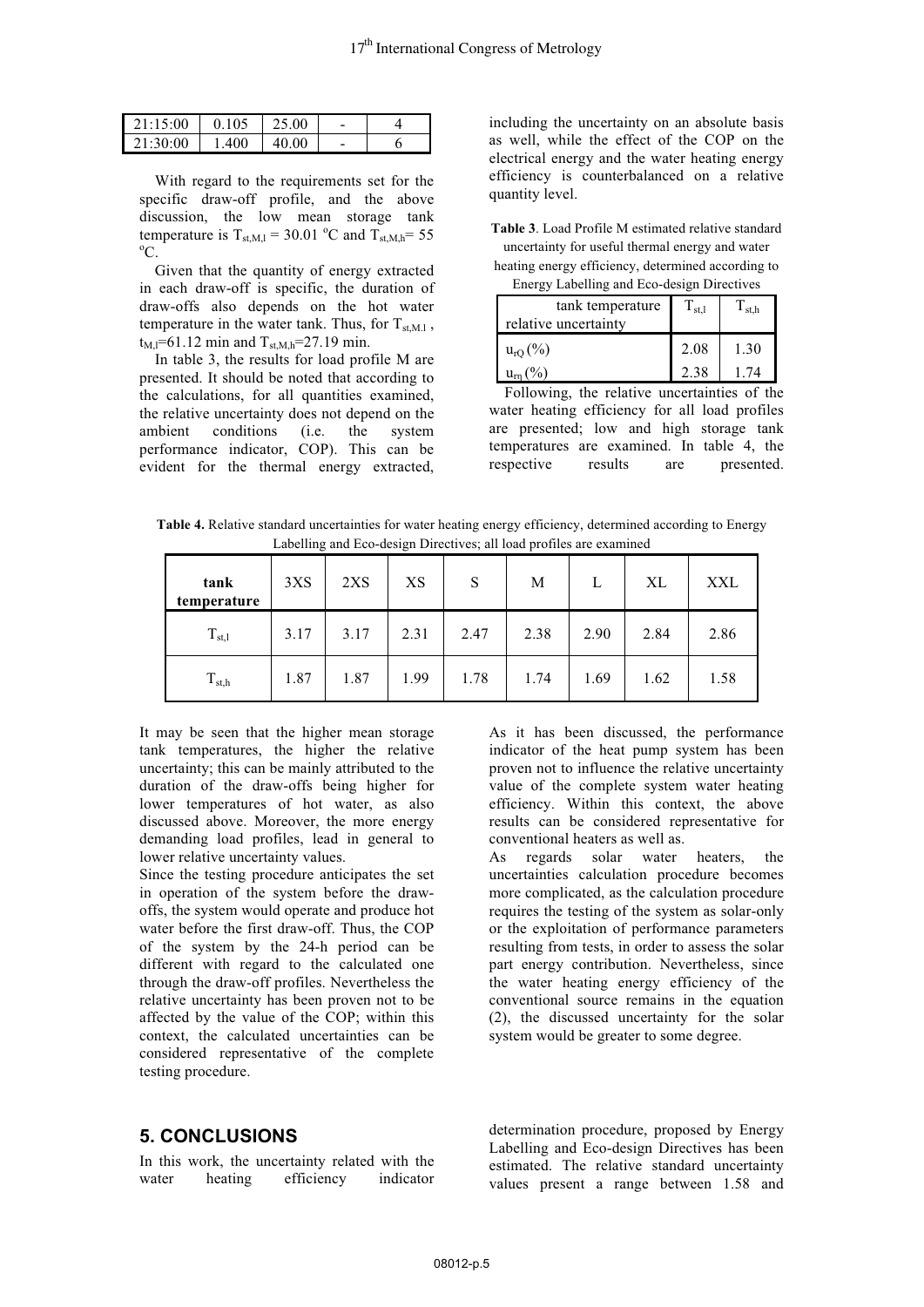| 21:15:00 | 0.105 | 25.00 | - | 4 |
|---|---|---|---|---|
| 21:30:00 | 1.400 | 40.00 | - | 6 |

With regard to the requirements set for the specific draw-off profile, and the above discussion, the low mean storage tank temperature is $T_{st,M,l}$ = 30.01 °C and $T_{st,M,h}$= 55 °C.

Given that the quantity of energy extracted in each draw-off is specific, the duration of draw-offs also depends on the hot water temperature in the water tank. Thus, for $T_{st,M.l}$ , $t_{M,l}$=61.12 min and $T_{st,M,h}$=27.19 min.

In table 3, the results for load profile M are presented. It should be noted that according to the calculations, for all quantities examined, the relative uncertainty does not depend on the ambient conditions (i.e. the system performance indicator, COP). This can be evident for the thermal energy extracted, including the uncertainty on an absolute basis as well, while the effect of the COP on the electrical energy and the water heating energy efficiency is counterbalanced on a relative quantity level.

**Table 3**. Load Profile M estimated relative standard uncertainty for useful thermal energy and water heating energy efficiency, determined according to Energy Labelling and Eco-design Directives

| tank temperature / relative uncertainty | $T_{st,l}$ | $T_{st,h}$ |
|---|---|---|
| $u_{rQ}$ (%) | 2.08 | 1.30 |
| $u_{r\eta}$ (%) | 2.38 | 1.74 |

Following, the relative uncertainties of the water heating efficiency for all load profiles are presented; low and high storage tank temperatures are examined. In table 4, the respective results are presented.

**Table 4.** Relative standard uncertainties for water heating energy efficiency, determined according to Energy Labelling and Eco-design Directives; all load profiles are examined

| tank temperature | 3XS | 2XS | XS | S | M | L | XL | XXL |
|---|---|---|---|---|---|---|---|---|
| $T_{st,l}$ | 3.17 | 3.17 | 2.31 | 2.47 | 2.38 | 2.90 | 2.84 | 2.86 |
| $T_{st,h}$ | 1.87 | 1.87 | 1.99 | 1.78 | 1.74 | 1.69 | 1.62 | 1.58 |

It may be seen that the higher mean storage tank temperatures, the higher the relative uncertainty; this can be mainly attributed to the duration of the draw-offs being higher for lower temperatures of hot water, as also discussed above. Moreover, the more energy demanding load profiles, lead in general to lower relative uncertainty values.

Since the testing procedure anticipates the set in operation of the system before the draw-offs, the system would operate and produce hot water before the first draw-off. Thus, the COP of the system by the 24-h period can be different with regard to the calculated one through the draw-off profiles. Nevertheless the relative uncertainty has been proven not to be affected by the value of the COP; within this context, the calculated uncertainties can be considered representative of the complete testing procedure.

As it has been discussed, the performance indicator of the heat pump system has been proven not to influence the relative uncertainty value of the complete system water heating efficiency. Within this context, the above results can be considered representative for conventional heaters as well as.

As regards solar water heaters, the uncertainties calculation procedure becomes more complicated, as the calculation procedure requires the testing of the system as solar-only or the exploitation of performance parameters resulting from tests, in order to assess the solar part energy contribution. Nevertheless, since the water heating energy efficiency of the conventional source remains in the equation (2), the discussed uncertainty for the solar system would be greater to some degree.

## 5. CONCLUSIONS

In this work, the uncertainty related with the water heating efficiency indicator determination procedure, proposed by Energy Labelling and Eco-design Directives has been estimated. The relative standard uncertainty values present a range between 1.58 and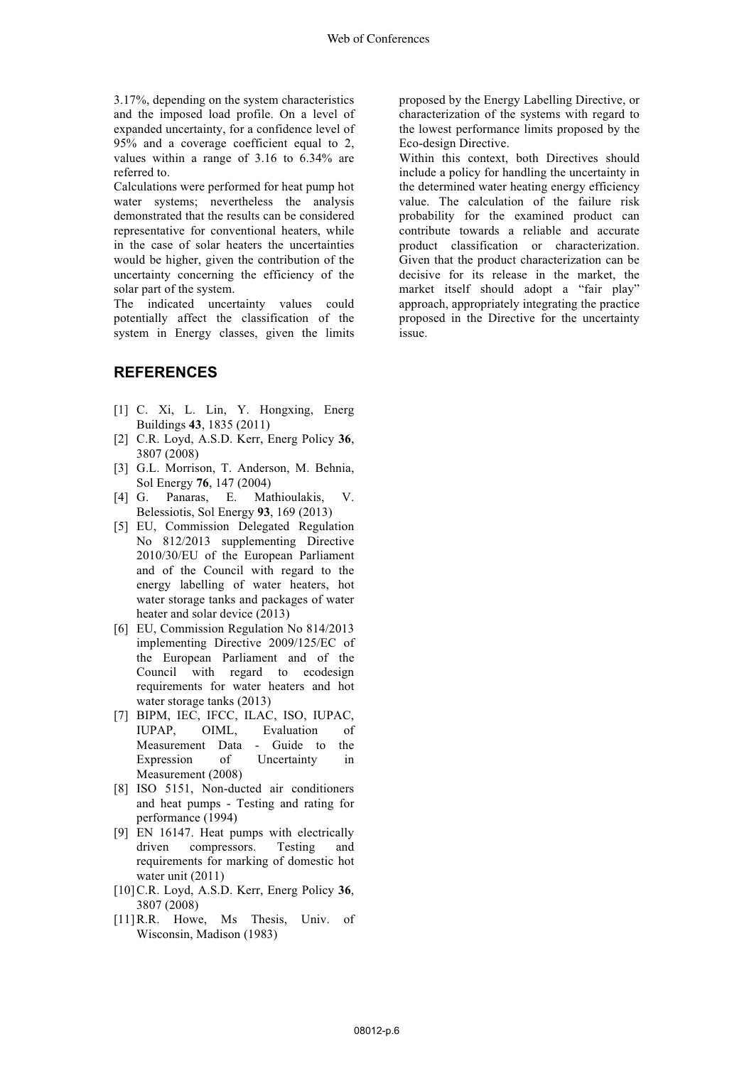3.17%, depending on the system characteristics and the imposed load profile. On a level of expanded uncertainty, for a confidence level of 95% and a coverage coefficient equal to 2, values within a range of 3.16 to 6.34% are referred to.

Calculations were performed for heat pump hot water systems; nevertheless the analysis demonstrated that the results can be considered representative for conventional heaters, while in the case of solar heaters the uncertainties would be higher, given the contribution of the uncertainty concerning the efficiency of the solar part of the system.

The indicated uncertainty values could potentially affect the classification of the system in Energy classes, given the limits proposed by the Energy Labelling Directive, or characterization of the systems with regard to the lowest performance limits proposed by the Eco-design Directive.

Within this context, both Directives should include a policy for handling the uncertainty in the determined water heating energy efficiency value. The calculation of the failure risk probability for the examined product can contribute towards a reliable and accurate product classification or characterization. Given that the product characterization can be decisive for its release in the market, the market itself should adopt a "fair play" approach, appropriately integrating the practice proposed in the Directive for the uncertainty issue.

## REFERENCES

[1] C. Xi, L. Lin, Y. Hongxing, Energ Buildings **43**, 1835 (2011)

[2] C.R. Loyd, A.S.D. Kerr, Energ Policy **36**, 3807 (2008)

[3] G.L. Morrison, T. Anderson, M. Behnia, Sol Energy **76**, 147 (2004)

[4] G. Panaras, E. Mathioulakis, V. Belessiotis, Sol Energy **93**, 169 (2013)

[5] EU, Commission Delegated Regulation No 812/2013 supplementing Directive 2010/30/EU of the European Parliament and of the Council with regard to the energy labelling of water heaters, hot water storage tanks and packages of water heater and solar device (2013)

[6] EU, Commission Regulation No 814/2013 implementing Directive 2009/125/EC of the European Parliament and of the Council with regard to ecodesign requirements for water heaters and hot water storage tanks (2013)

[7] BIPM, IEC, IFCC, ILAC, ISO, IUPAC, IUPAP, OIML, Evaluation of Measurement Data - Guide to the Expression of Uncertainty in Measurement (2008)

[8] ISO 5151, Non-ducted air conditioners and heat pumps - Testing and rating for performance (1994)

[9] EN 16147. Heat pumps with electrically driven compressors. Testing and requirements for marking of domestic hot water unit (2011)

[10] C.R. Loyd, A.S.D. Kerr, Energ Policy **36**, 3807 (2008)

[11] R.R. Howe, Ms Thesis, Univ. of Wisconsin, Madison (1983)